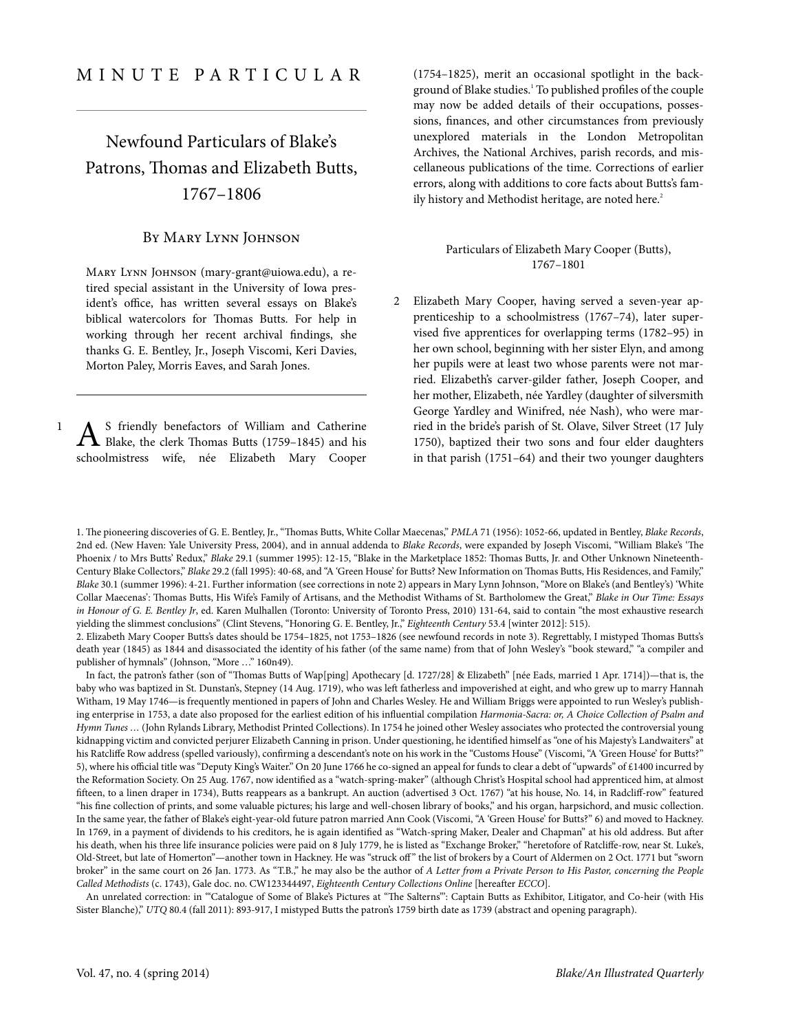MINUTE PARTICULAR

# Newfound Particulars of Blake's Patrons, Thomas and Elizabeth Butts, 1767–1806

## By Mary Lynn Johnson

Mary Lynn Johnson (mary-grant@uiowa.edu), a retired special assistant in the University of Iowa president's office, has written several essays on Blake's biblical watercolors for Thomas Butts. For help in working through her recent archival findings, she thanks G. E. Bentley, Jr., Joseph Viscomi, Keri Davies, Morton Paley, Morris Eaves, and Sarah Jones.

1 As friendly benefactors of William and Catherine Blake, the clerk Thomas Butts (1759–1845) and his schoolmistress wife, née Elizabeth Mary Cooper (1754–1825), merit an occasional spotlight in the background of Blake studies.[1] To published profiles of the couple may now be added details of their occupations, possessions, finances, and other circumstances from previously unexplored materials in the London Metropolitan Archives, the National Archives, parish records, and miscellaneous publications of the time. Corrections of earlier errors, along with additions to core facts about Butts's family history and Methodist heritage, are noted here.[2]

### Particulars of Elizabeth Mary Cooper (Butts), 1767–1801

2 Elizabeth Mary Cooper, having served a seven-year apprenticeship to a schoolmistress (1767–74), later supervised five apprentices for overlapping terms (1782–95) in her own school, beginning with her sister Elyn, and among her pupils were at least two whose parents were not married. Elizabeth's carver-gilder father, Joseph Cooper, and her mother, Elizabeth, née Yardley (daughter of silversmith George Yardley and Winifred, née Nash), who were married in the bride's parish of St. Olave, Silver Street (17 July 1750), baptized their two sons and four elder daughters in that parish (1751–64) and their two younger daughters

---

1. The pioneering discoveries of G. E. Bentley, Jr., "Thomas Butts, White Collar Maecenas," *PMLA* 71 (1956): 1052-66, updated in Bentley, *Blake Records*, 2nd ed. (New Haven: Yale University Press, 2004), and in annual addenda to *Blake Records*, were expanded by Joseph Viscomi, "William Blake's 'The Phoenix / to Mrs Butts' Redux," *Blake* 29.1 (summer 1995): 12-15, "Blake in the Marketplace 1852: Thomas Butts, Jr. and Other Unknown Nineteenth-Century Blake Collectors," *Blake* 29.2 (fall 1995): 40-68, and "A 'Green House' for Butts? New Information on Thomas Butts, His Residences, and Family," *Blake* 30.1 (summer 1996): 4-21. Further information (see corrections in note 2) appears in Mary Lynn Johnson, "More on Blake's (and Bentley's) 'White Collar Maecenas': Thomas Butts, His Wife's Family of Artisans, and the Methodist Withams of St. Bartholomew the Great," *Blake in Our Time: Essays in Honour of G. E. Bentley Jr*, ed. Karen Mulhallen (Toronto: University of Toronto Press, 2010) 131-64, said to contain "the most exhaustive research yielding the slimmest conclusions" (Clint Stevens, "Honoring G. E. Bentley, Jr.," *Eighteenth Century* 53.4 [winter 2012]: 515).

2. Elizabeth Mary Cooper Butts's dates should be 1754–1825, not 1753–1826 (see newfound records in note 3). Regrettably, I mistyped Thomas Butts's death year (1845) as 1844 and disassociated the identity of his father (of the same name) from that of John Wesley's "book steward," "a compiler and publisher of hymnals" (Johnson, "More …" 160n49).

In fact, the patron's father (son of "Thomas Butts of Wap[ping] Apothecary [d. 1727/28] & Elizabeth" [née Eads, married 1 Apr. 1714])—that is, the baby who was baptized in St. Dunstan's, Stepney (14 Aug. 1719), who was left fatherless and impoverished at eight, and who grew up to marry Hannah Witham, 19 May 1746—is frequently mentioned in papers of John and Charles Wesley. He and William Briggs were appointed to run Wesley's publishing enterprise in 1753, a date also proposed for the earliest edition of his influential compilation *Harmonia-Sacra: or, A Choice Collection of Psalm and Hymn Tunes …* (John Rylands Library, Methodist Printed Collections). In 1754 he joined other Wesley associates who protected the controversial young kidnapping victim and convicted perjurer Elizabeth Canning in prison. Under questioning, he identified himself as "one of his Majesty's Landwaiters" at his Ratcliffe Row address (spelled variously), confirming a descendant's note on his work in the "Customs House" (Viscomi, "A 'Green House' for Butts?" 5), where his official title was "Deputy King's Waiter." On 20 June 1766 he co-signed an appeal for funds to clear a debt of "upwards" of £1400 incurred by the Reformation Society. On 25 Aug. 1767, now identified as a "watch-spring-maker" (although Christ's Hospital school had apprenticed him, at almost fifteen, to a linen draper in 1734), Butts reappears as a bankrupt. An auction (advertised 3 Oct. 1767) "at his house, No. 14, in Radcliff-row" featured "his fine collection of prints, and some valuable pictures; his large and well-chosen library of books," and his organ, harpsichord, and music collection. In the same year, the father of Blake's eight-year-old future patron married Ann Cook (Viscomi, "A 'Green House' for Butts?" 6) and moved to Hackney. In 1769, in a payment of dividends to his creditors, he is again identified as "Watch-spring Maker, Dealer and Chapman" at his old address. But after his death, when his three life insurance policies were paid on 8 July 1779, he is listed as "Exchange Broker," "heretofore of Ratcliffe-row, near St. Luke's, Old-Street, but late of Homerton"—another town in Hackney. He was "struck off" the list of brokers by a Court of Aldermen on 2 Oct. 1771 but "sworn broker" in the same court on 26 Jan. 1773. As "T.B.," he may also be the author of *A Letter from a Private Person to His Pastor, concerning the People Called Methodists* (c. 1743), Gale doc. no. CW123344497, *Eighteenth Century Collections Online* [hereafter *ECCO*].

An unrelated correction: in "'Catalogue of Some of Blake's Pictures at "The Salterns"': Captain Butts as Exhibitor, Litigator, and Co-heir (with His Sister Blanche)," *UTQ* 80.4 (fall 2011): 893-917, I mistyped Butts the patron's 1759 birth date as 1739 (abstract and opening paragraph).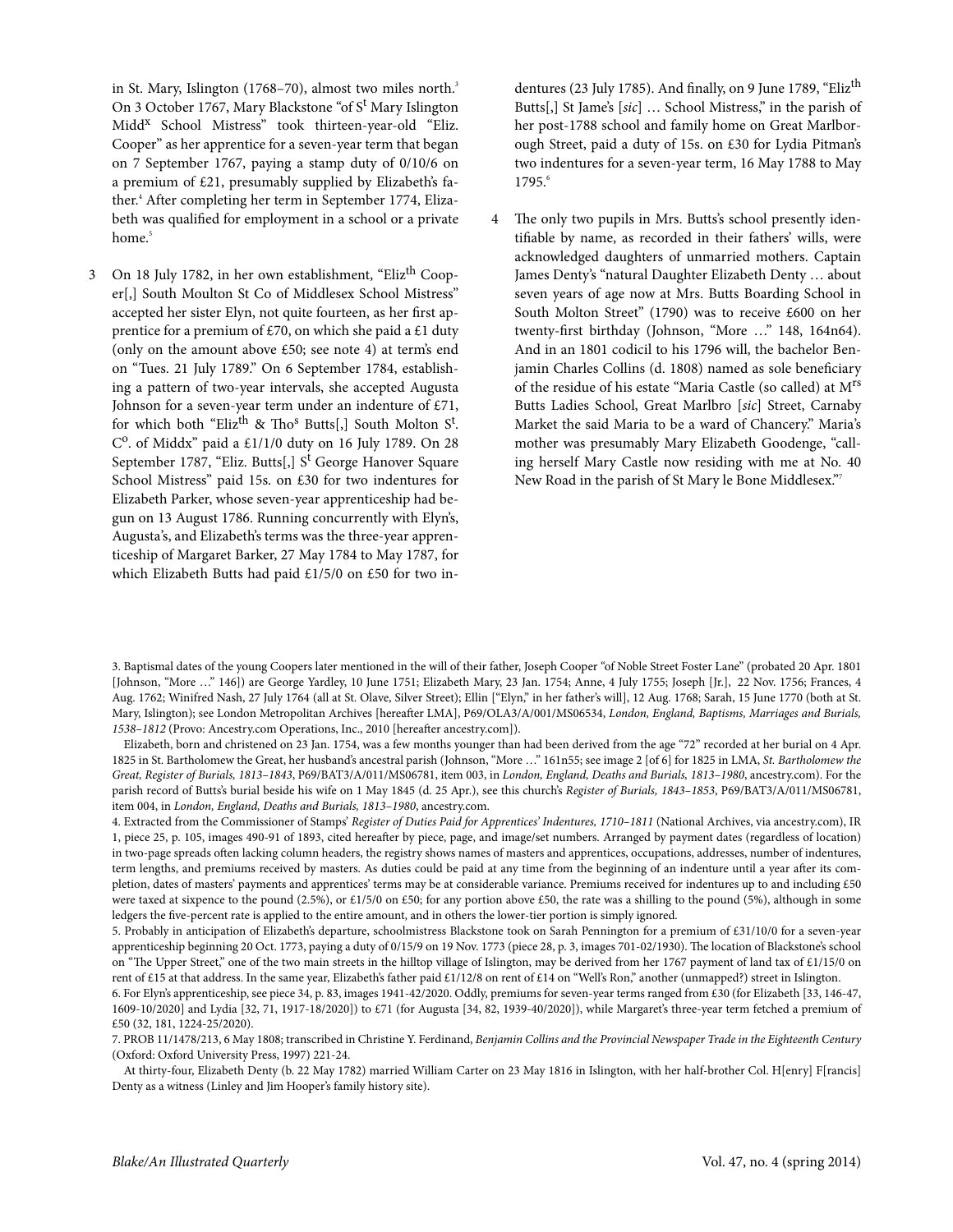in St. Mary, Islington (1768–70), almost two miles north.[3] On 3 October 1767, Mary Blackstone "of S$^{t}$ Mary Islington Midd$^{x}$ School Mistress" took thirteen-year-old "Eliz. Cooper" as her apprentice for a seven-year term that began on 7 September 1767, paying a stamp duty of 0/10/6 on a premium of £21, presumably supplied by Elizabeth's father.[4] After completing her term in September 1774, Elizabeth was qualified for employment in a school or a private home.[5]

3 On 18 July 1782, in her own establishment, "Eliz$^{th}$ Cooper[,] South Moulton St Co of Middlesex School Mistress" accepted her sister Elyn, not quite fourteen, as her first apprentice for a premium of £70, on which she paid a £1 duty (only on the amount above £50; see note 4) at term's end on "Tues. 21 July 1789." On 6 September 1784, establishing a pattern of two-year intervals, she accepted Augusta Johnson for a seven-year term under an indenture of £71, for which both "Eliz$^{th}$ & Tho$^{s}$ Butts[,] South Molton S$^{t}$. C$^{o}$. of Middx" paid a £1/1/0 duty on 16 July 1789. On 28 September 1787, "Eliz. Butts[,] S$^{t}$ George Hanover Square School Mistress" paid 15s. on £30 for two indentures for Elizabeth Parker, whose seven-year apprenticeship had begun on 13 August 1786. Running concurrently with Elyn's, Augusta's, and Elizabeth's terms was the three-year apprenticeship of Margaret Barker, 27 May 1784 to May 1787, for which Elizabeth Butts had paid £1/5/0 on £50 for two indentures (23 July 1785). And finally, on 9 June 1789, "Eliz$^{th}$ Butts[,] St Jame's [*sic*] … School Mistress," in the parish of her post-1788 school and family home on Great Marlborough Street, paid a duty of 15s. on £30 for Lydia Pitman's two indentures for a seven-year term, 16 May 1788 to May 1795.[6]

4 The only two pupils in Mrs. Butts's school presently identifiable by name, as recorded in their fathers' wills, were acknowledged daughters of unmarried mothers. Captain James Denty's "natural Daughter Elizabeth Denty … about seven years of age now at Mrs. Butts Boarding School in South Molton Street" (1790) was to receive £600 on her twenty-first birthday (Johnson, "More …" 148, 164n64). And in an 1801 codicil to his 1796 will, the bachelor Benjamin Charles Collins (d. 1808) named as sole beneficiary of the residue of his estate "Maria Castle (so called) at M$^{rs}$ Butts Ladies School, Great Marlbro [*sic*] Street, Carnaby Market the said Maria to be a ward of Chancery." Maria's mother was presumably Mary Elizabeth Goodenge, "calling herself Mary Castle now residing with me at No. 40 New Road in the parish of St Mary le Bone Middlesex."[7]

---

3. Baptismal dates of the young Coopers later mentioned in the will of their father, Joseph Cooper "of Noble Street Foster Lane" (probated 20 Apr. 1801 [Johnson, "More …" 146]) are George Yardley, 10 June 1751; Elizabeth Mary, 23 Jan. 1754; Anne, 4 July 1755; Joseph [Jr.], 22 Nov. 1756; Frances, 4 Aug. 1762; Winifred Nash, 27 July 1764 (all at St. Olave, Silver Street); Ellin ["Elyn," in her father's will], 12 Aug. 1768; Sarah, 15 June 1770 (both at St. Mary, Islington); see London Metropolitan Archives [hereafter LMA], P69/OLA3/A/001/MS06534, *London, England, Baptisms, Marriages and Burials, 1538–1812* (Provo: Ancestry.com Operations, Inc., 2010 [hereafter ancestry.com]).

Elizabeth, born and christened on 23 Jan. 1754, was a few months younger than had been derived from the age "72" recorded at her burial on 4 Apr. 1825 in St. Bartholomew the Great, her husband's ancestral parish (Johnson, "More …" 161n55; see image 2 [of 6] for 1825 in LMA, *St. Bartholomew the Great, Register of Burials, 1813–1843*, P69/BAT3/A/011/MS06781, item 003, in *London, England, Deaths and Burials, 1813–1980*, ancestry.com). For the parish record of Butts's burial beside his wife on 1 May 1845 (d. 25 Apr.), see this church's *Register of Burials, 1843–1853*, P69/BAT3/A/011/MS06781, item 004, in *London, England, Deaths and Burials, 1813–1980*, ancestry.com.

4. Extracted from the Commissioner of Stamps' *Register of Duties Paid for Apprentices' Indentures, 1710–1811* (National Archives, via ancestry.com), IR 1, piece 25, p. 105, images 490-91 of 1893, cited hereafter by piece, page, and image/set numbers. Arranged by payment dates (regardless of location) in two-page spreads often lacking column headers, the registry shows names of masters and apprentices, occupations, addresses, number of indentures, term lengths, and premiums received by masters. As duties could be paid at any time from the beginning of an indenture until a year after its completion, dates of masters' payments and apprentices' terms may be at considerable variance. Premiums received for indentures up to and including £50 were taxed at sixpence to the pound (2.5%), or £1/5/0 on £50; for any portion above £50, the rate was a shilling to the pound (5%), although in some ledgers the five-percent rate is applied to the entire amount, and in others the lower-tier portion is simply ignored.

5. Probably in anticipation of Elizabeth's departure, schoolmistress Blackstone took on Sarah Pennington for a premium of £31/10/0 for a seven-year apprenticeship beginning 20 Oct. 1773, paying a duty of 0/15/9 on 19 Nov. 1773 (piece 28, p. 3, images 701-02/1930). The location of Blackstone's school on "The Upper Street," one of the two main streets in the hilltop village of Islington, may be derived from her 1767 payment of land tax of £1/15/0 on rent of £15 at that address. In the same year, Elizabeth's father paid £1/12/8 on rent of £14 on "Well's Ron," another (unmapped?) street in Islington.

6. For Elyn's apprenticeship, see piece 34, p. 83, images 1941-42/2020. Oddly, premiums for seven-year terms ranged from £30 (for Elizabeth [33, 146-47, 1609-10/2020] and Lydia [32, 71, 1917-18/2020]) to £71 (for Augusta [34, 82, 1939-40/2020]), while Margaret's three-year term fetched a premium of £50 (32, 181, 1224-25/2020).

7. PROB 11/1478/213, 6 May 1808; transcribed in Christine Y. Ferdinand, *Benjamin Collins and the Provincial Newspaper Trade in the Eighteenth Century* (Oxford: Oxford University Press, 1997) 221-24.

At thirty-four, Elizabeth Denty (b. 22 May 1782) married William Carter on 23 May 1816 in Islington, with her half-brother Col. H[enry] F[rancis] Denty as a witness (Linley and Jim Hooper's family history site).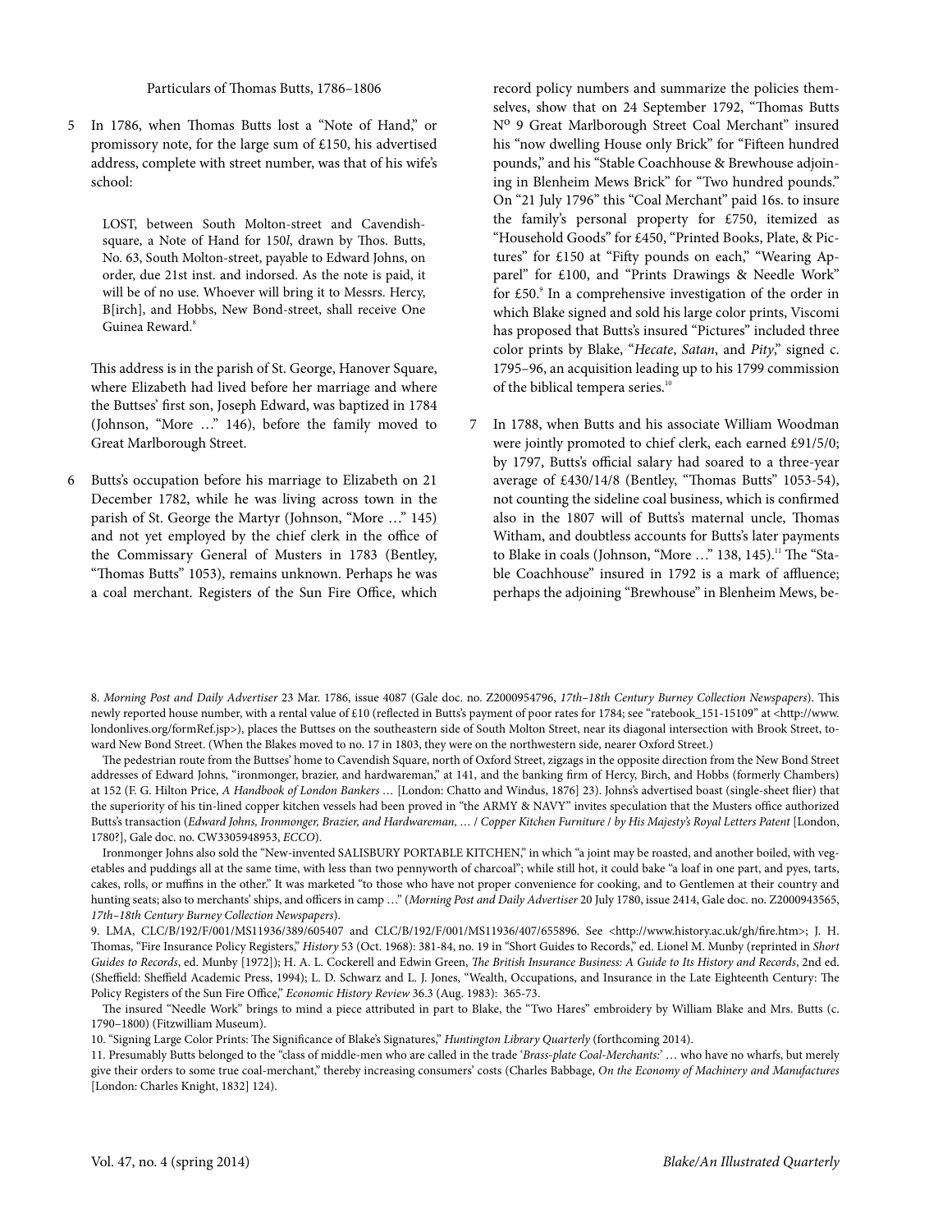Particulars of Thomas Butts, 1786–1806

5 In 1786, when Thomas Butts lost a "Note of Hand," or promissory note, for the large sum of £150, his advertised address, complete with street number, was that of his wife's school:

> LOST, between South Molton-street and Cavendish-square, a Note of Hand for 150*l*, drawn by Thos. Butts, No. 63, South Molton-street, payable to Edward Johns, on order, due 21st inst. and indorsed. As the note is paid, it will be of no use. Whoever will bring it to Messrs. Hercy, B[irch], and Hobbs, New Bond-street, shall receive One Guinea Reward.[8]

This address is in the parish of St. George, Hanover Square, where Elizabeth had lived before her marriage and where the Buttses' first son, Joseph Edward, was baptized in 1784 (Johnson, "More …" 146), before the family moved to Great Marlborough Street.

6 Butts's occupation before his marriage to Elizabeth on 21 December 1782, while he was living across town in the parish of St. George the Martyr (Johnson, "More …" 145) and not yet employed by the chief clerk in the office of the Commissary General of Musters in 1783 (Bentley, "Thomas Butts" 1053), remains unknown. Perhaps he was a coal merchant. Registers of the Sun Fire Office, which record policy numbers and summarize the policies themselves, show that on 24 September 1792, "Thomas Butts Nº 9 Great Marlborough Street Coal Merchant" insured his "now dwelling House only Brick" for "Fifteen hundred pounds," and his "Stable Coachhouse & Brewhouse adjoining in Blenheim Mews Brick" for "Two hundred pounds." On "21 July 1796" this "Coal Merchant" paid 16s. to insure the family's personal property for £750, itemized as "Household Goods" for £450, "Printed Books, Plate, & Pictures" for £150 at "Fifty pounds on each," "Wearing Apparel" for £100, and "Prints Drawings & Needle Work" for £50.[9] In a comprehensive investigation of the order in which Blake signed and sold his large color prints, Viscomi has proposed that Butts's insured "Pictures" included three color prints by Blake, "*Hecate*, *Satan*, and *Pity*," signed c. 1795–96, an acquisition leading up to his 1799 commission of the biblical tempera series.[10]

7 In 1788, when Butts and his associate William Woodman were jointly promoted to chief clerk, each earned £91/5/0; by 1797, Butts's official salary had soared to a three-year average of £430/14/8 (Bentley, "Thomas Butts" 1053-54), not counting the sideline coal business, which is confirmed also in the 1807 will of Butts's maternal uncle, Thomas Witham, and doubtless accounts for Butts's later payments to Blake in coals (Johnson, "More …" 138, 145).[11] The "Stable Coachhouse" insured in 1792 is a mark of affluence; perhaps the adjoining "Brewhouse" in Blenheim Mews, be-

---

8. *Morning Post and Daily Advertiser* 23 Mar. 1786, issue 4087 (Gale doc. no. Z2000954796, *17th–18th Century Burney Collection Newspapers*). This newly reported house number, with a rental value of £10 (reflected in Butts's payment of poor rates for 1784; see "ratebook_151-15109" at <http://www.londonlives.org/formRef.jsp>), places the Buttses on the southeastern side of South Molton Street, near its diagonal intersection with Brook Street, toward New Bond Street. (When the Blakes moved to no. 17 in 1803, they were on the northwestern side, nearer Oxford Street.)

The pedestrian route from the Buttses' home to Cavendish Square, north of Oxford Street, zigzags in the opposite direction from the New Bond Street addresses of Edward Johns, "ironmonger, brazier, and hardwareman," at 141, and the banking firm of Hercy, Birch, and Hobbs (formerly Chambers) at 152 (F. G. Hilton Price, *A Handbook of London Bankers …* [London: Chatto and Windus, 1876] 23). Johns's advertised boast (single-sheet flier) that the superiority of his tin-lined copper kitchen vessels had been proved in "the ARMY & NAVY" invites speculation that the Musters office authorized Butts's transaction (*Edward Johns, Ironmonger, Brazier, and Hardwareman, … / Copper Kitchen Furniture / by His Majesty's Royal Letters Patent* [London, 1780?], Gale doc. no. CW3305948953, *ECCO*).

Ironmonger Johns also sold the "New-invented SALISBURY PORTABLE KITCHEN," in which "a joint may be roasted, and another boiled, with vegetables and puddings all at the same time, with less than two pennyworth of charcoal"; while still hot, it could bake "a loaf in one part, and pyes, tarts, cakes, rolls, or muffins in the other." It was marketed "to those who have not proper convenience for cooking, and to Gentlemen at their country and hunting seats; also to merchants' ships, and officers in camp …" (*Morning Post and Daily Advertiser* 20 July 1780, issue 2414, Gale doc. no. Z2000943565, *17th–18th Century Burney Collection Newspapers*).

9. LMA, CLC/B/192/F/001/MS11936/389/605407 and CLC/B/192/F/001/MS11936/407/655896. See <http://www.history.ac.uk/gh/fire.htm>; J. H. Thomas, "Fire Insurance Policy Registers," *History* 53 (Oct. 1968): 381-84, no. 19 in "Short Guides to Records," ed. Lionel M. Munby (reprinted in *Short Guides to Records*, ed. Munby [1972]); H. A. L. Cockerell and Edwin Green, *The British Insurance Business: A Guide to Its History and Records*, 2nd ed. (Sheffield: Sheffield Academic Press, 1994); L. D. Schwarz and L. J. Jones, "Wealth, Occupations, and Insurance in the Late Eighteenth Century: The Policy Registers of the Sun Fire Office," *Economic History Review* 36.3 (Aug. 1983): 365-73.

The insured "Needle Work" brings to mind a piece attributed in part to Blake, the "Two Hares" embroidery by William Blake and Mrs. Butts (c. 1790–1800) (Fitzwilliam Museum).

10. "Signing Large Color Prints: The Significance of Blake's Signatures," *Huntington Library Quarterly* (forthcoming 2014).

11. Presumably Butts belonged to the "class of middle-men who are called in the trade '*Brass-plate Coal-Merchants*:' … who have no wharfs, but merely give their orders to some true coal-merchant," thereby increasing consumers' costs (Charles Babbage, *On the Economy of Machinery and Manufactures* [London: Charles Knight, 1832] 124).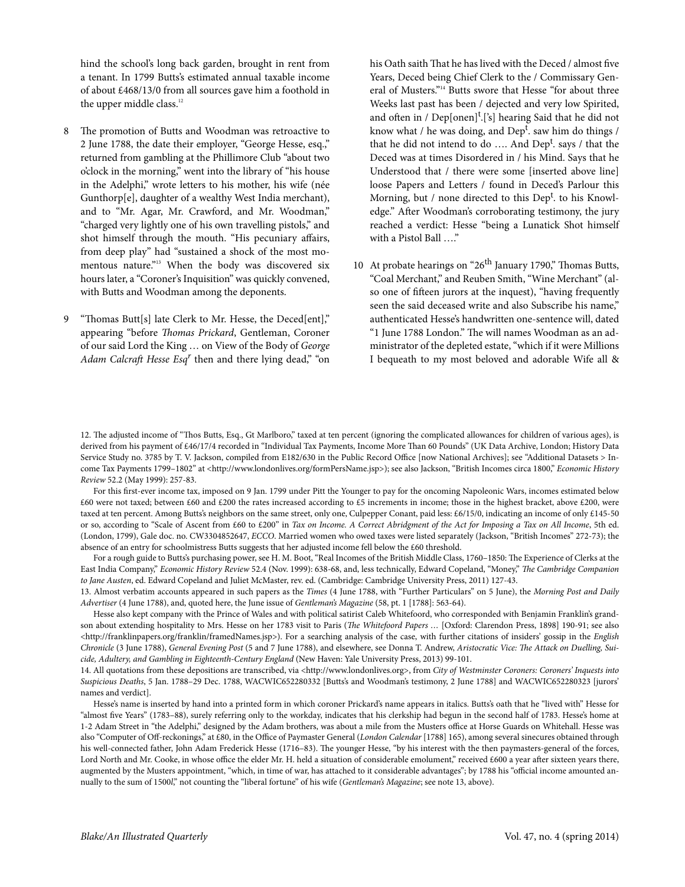hind the school's long back garden, brought in rent from a tenant. In 1799 Butts's estimated annual taxable income of about £468/13/0 from all sources gave him a foothold in the upper middle class.[12]

8 The promotion of Butts and Woodman was retroactive to 2 June 1788, the date their employer, "George Hesse, esq.," returned from gambling at the Phillimore Club "about two o'clock in the morning," went into the library of "his house in the Adelphi," wrote letters to his mother, his wife (née Gunthorp[e], daughter of a wealthy West India merchant), and to "Mr. Agar, Mr. Crawford, and Mr. Woodman," "charged very lightly one of his own travelling pistols," and shot himself through the mouth. "His pecuniary affairs, from deep play" had "sustained a shock of the most momentous nature."[13] When the body was discovered six hours later, a "Coroner's Inquisition" was quickly convened, with Butts and Woodman among the deponents.

9 "Thomas Butt[s] late Clerk to Mr. Hesse, the Deced[ent]," appearing "before *Thomas Prickard*, Gentleman, Coroner of our said Lord the King … on View of the Body of *George Adam Calcraft Hesse Esq*r then and there lying dead," "on his Oath saith That he has lived with the Deced / almost five Years, Deced being Chief Clerk to the / Commissary General of Musters."[14] Butts swore that Hesse "for about three Weeks last past has been / dejected and very low Spirited, and often in / Dep[onen]t.['s] hearing Said that he did not know what / he was doing, and Dept. saw him do things / that he did not intend to do …. And Dept. says / that the Deced was at times Disordered in / his Mind. Says that he Understood that / there were some [inserted above line] loose Papers and Letters / found in Deced's Parlour this Morning, but / none directed to this Dept. to his Knowledge." After Woodman's corroborating testimony, the jury reached a verdict: Hesse "being a Lunatick Shot himself with a Pistol Ball …."

10 At probate hearings on "26th January 1790," Thomas Butts, "Coal Merchant," and Reuben Smith, "Wine Merchant" (also one of fifteen jurors at the inquest), "having frequently seen the said deceased write and also Subscribe his name," authenticated Hesse's handwritten one-sentence will, dated "1 June 1788 London." The will names Woodman as an administrator of the depleted estate, "which if it were Millions I bequeath to my most beloved and adorable Wife all &

12. The adjusted income of "Thos Butts, Esq., Gt Marlboro," taxed at ten percent (ignoring the complicated allowances for children of various ages), is derived from his payment of £46/17/4 recorded in "Individual Tax Payments, Income More Than 60 Pounds" (UK Data Archive, London; History Data Service Study no. 3785 by T. V. Jackson, compiled from E182/630 in the Public Record Office [now National Archives]; see "Additional Datasets > Income Tax Payments 1799–1802" at <http://www.londonlives.org/formPersName.jsp>); see also Jackson, "British Incomes circa 1800," *Economic History Review* 52.2 (May 1999): 257-83.

For this first-ever income tax, imposed on 9 Jan. 1799 under Pitt the Younger to pay for the oncoming Napoleonic Wars, incomes estimated below £60 were not taxed; between £60 and £200 the rates increased according to £5 increments in income; those in the highest bracket, above £200, were taxed at ten percent. Among Butts's neighbors on the same street, only one, Culpepper Conant, paid less: £6/15/0, indicating an income of only £145-50 or so, according to "Scale of Ascent from £60 to £200" in *Tax on Income. A Correct Abridgment of the Act for Imposing a Tax on All Income*, 5th ed. (London, 1799), Gale doc. no. CW3304852647, *ECCO*. Married women who owed taxes were listed separately (Jackson, "British Incomes" 272-73); the absence of an entry for schoolmistress Butts suggests that her adjusted income fell below the £60 threshold.

For a rough guide to Butts's purchasing power, see H. M. Boot, "Real Incomes of the British Middle Class, 1760–1850: The Experience of Clerks at the East India Company," *Economic History Review* 52.4 (Nov. 1999): 638-68, and, less technically, Edward Copeland, "Money," *The Cambridge Companion to Jane Austen*, ed. Edward Copeland and Juliet McMaster, rev. ed. (Cambridge: Cambridge University Press, 2011) 127-43.

13. Almost verbatim accounts appeared in such papers as the *Times* (4 June 1788, with "Further Particulars" on 5 June), the *Morning Post and Daily Advertiser* (4 June 1788), and, quoted here, the June issue of *Gentleman's Magazine* (58, pt. 1 [1788]: 563-64).

Hesse also kept company with the Prince of Wales and with political satirist Caleb Whitefoord, who corresponded with Benjamin Franklin's grandson about extending hospitality to Mrs. Hesse on her 1783 visit to Paris (*The Whitefoord Papers …* [Oxford: Clarendon Press, 1898] 190-91; see also <http://franklinpapers.org/franklin/framedNames.jsp>). For a searching analysis of the case, with further citations of insiders' gossip in the *English Chronicle* (3 June 1788), *General Evening Post* (5 and 7 June 1788), and elsewhere, see Donna T. Andrew, *Aristocratic Vice: The Attack on Duelling, Suicide, Adultery, and Gambling in Eighteenth-Century England* (New Haven: Yale University Press, 2013) 99-101.

14. All quotations from these depositions are transcribed, via <http://www.londonlives.org>, from *City of Westminster Coroners: Coroners' Inquests into Suspicious Deaths*, 5 Jan. 1788–29 Dec. 1788, WACWIC652280332 [Butts's and Woodman's testimony, 2 June 1788] and WACWIC652280323 [jurors' names and verdict].

Hesse's name is inserted by hand into a printed form in which coroner Prickard's name appears in italics. Butts's oath that he "lived with" Hesse for "almost five Years" (1783–88), surely referring only to the workday, indicates that his clerkship had begun in the second half of 1783. Hesse's home at 1-2 Adam Street in "the Adelphi," designed by the Adam brothers, was about a mile from the Musters office at Horse Guards on Whitehall. Hesse was also "Computer of Off-reckonings," at £80, in the Office of Paymaster General (*London Calendar* [1788] 165), among several sinecures obtained through his well-connected father, John Adam Frederick Hesse (1716–83). The younger Hesse, "by his interest with the then paymasters-general of the forces, Lord North and Mr. Cooke, in whose office the elder Mr. H. held a situation of considerable emolument," received £600 a year after sixteen years there, augmented by the Musters appointment, "which, in time of war, has attached to it considerable advantages"; by 1788 his "official income amounted annually to the sum of 1500*l*," not counting the "liberal fortune" of his wife (*Gentleman's Magazine*; see note 13, above).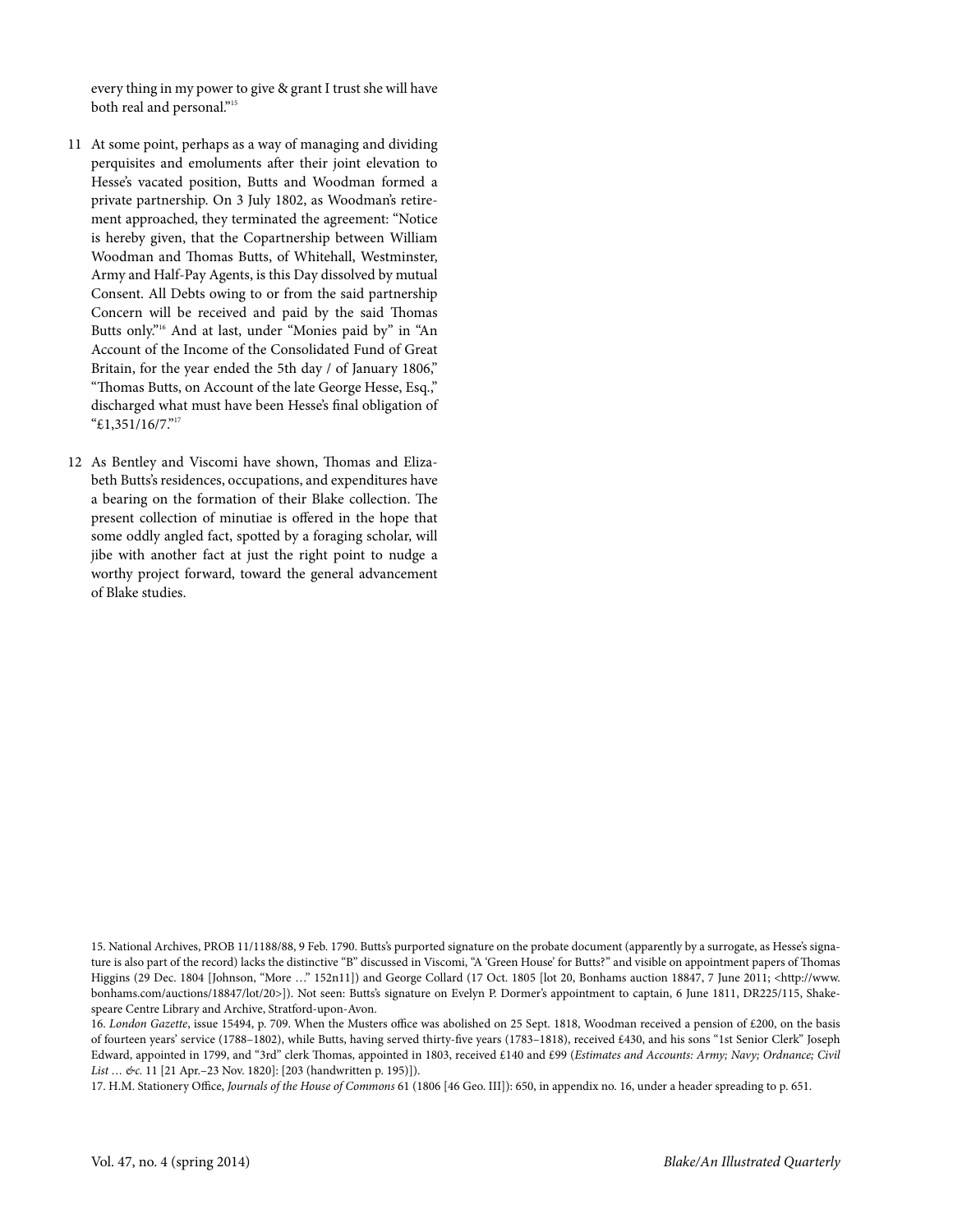every thing in my power to give & grant I trust she will have both real and personal."[15]

11 At some point, perhaps as a way of managing and dividing perquisites and emoluments after their joint elevation to Hesse's vacated position, Butts and Woodman formed a private partnership. On 3 July 1802, as Woodman's retirement approached, they terminated the agreement: "Notice is hereby given, that the Copartnership between William Woodman and Thomas Butts, of Whitehall, Westminster, Army and Half-Pay Agents, is this Day dissolved by mutual Consent. All Debts owing to or from the said partnership Concern will be received and paid by the said Thomas Butts only."[16] And at last, under "Monies paid by" in "An Account of the Income of the Consolidated Fund of Great Britain, for the year ended the 5th day / of January 1806," "Thomas Butts, on Account of the late George Hesse, Esq.," discharged what must have been Hesse's final obligation of "£1,351/16/7."[17]

12 As Bentley and Viscomi have shown, Thomas and Elizabeth Butts's residences, occupations, and expenditures have a bearing on the formation of their Blake collection. The present collection of minutiae is offered in the hope that some oddly angled fact, spotted by a foraging scholar, will jibe with another fact at just the right point to nudge a worthy project forward, toward the general advancement of Blake studies.

15. National Archives, PROB 11/1188/88, 9 Feb. 1790. Butts's purported signature on the probate document (apparently by a surrogate, as Hesse's signature is also part of the record) lacks the distinctive "B" discussed in Viscomi, "A 'Green House' for Butts?" and visible on appointment papers of Thomas Higgins (29 Dec. 1804 [Johnson, "More …" 152n11]) and George Collard (17 Oct. 1805 [lot 20, Bonhams auction 18847, 7 June 2011; <http://www.bonhams.com/auctions/18847/lot/20>]). Not seen: Butts's signature on Evelyn P. Dormer's appointment to captain, 6 June 1811, DR225/115, Shakespeare Centre Library and Archive, Stratford-upon-Avon.

16. *London Gazette*, issue 15494, p. 709. When the Musters office was abolished on 25 Sept. 1818, Woodman received a pension of £200, on the basis of fourteen years' service (1788–1802), while Butts, having served thirty-five years (1783–1818), received £430, and his sons "1st Senior Clerk" Joseph Edward, appointed in 1799, and "3rd" clerk Thomas, appointed in 1803, received £140 and £99 (*Estimates and Accounts: Army; Navy; Ordnance; Civil List … &c.* 11 [21 Apr.–23 Nov. 1820]: [203 (handwritten p. 195)]).

17. H.M. Stationery Office, *Journals of the House of Commons* 61 (1806 [46 Geo. III]): 650, in appendix no. 16, under a header spreading to p. 651.